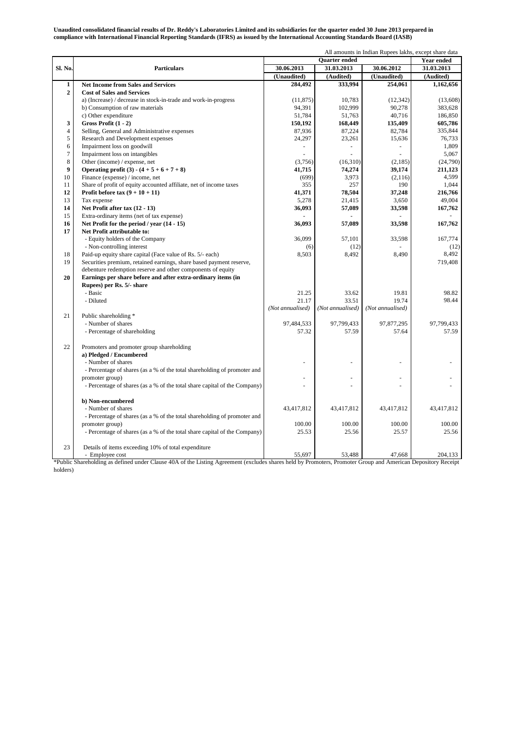**Unaudited consolidated financial results of Dr. Reddy's Laboratories Limited and its subsidiaries for the quarter ended 30 June 2013 prepared in compliance with International Financial Reporting Standards (IFRS) as issued by the International Accounting Standards Board (IASB)**

All amounts in Indian Rupees lakhs, except share data

| Sl. No. | Particulars | Quarter ended | | | Year ended |
|---|---|---|---|---|---|
| | | 30.06.2013 | 31.03.2013 | 30.06.2012 | 31.03.2013 |
| | | (Unaudited) | (Audited) | (Unaudited) | (Audited) |
| **1** | **Net Income from Sales and Services** | **284,492** | **333,994** | **254,061** | **1,162,656** |
| **2** | **Cost of Sales and Services** | | | | |
| | a) (Increase) / decrease in stock-in-trade and work-in-progress | (11,875) | 10,783 | (12,342) | (13,608) |
| | b) Consumption of raw materials | 94,391 | 102,999 | 90,278 | 383,628 |
| | c) Other expenditure | 51,784 | 51,763 | 40,716 | 186,850 |
| **3** | **Gross Profit (1 - 2)** | **150,192** | **168,449** | **135,409** | **605,786** |
| 4 | Selling, General and Administrative expenses | 87,936 | 87,224 | 82,784 | 335,844 |
| 5 | Research and Development expenses | 24,297 | 23,261 | 15,636 | 76,733 |
| 6 | Impairment loss on goodwill | - | - | - | 1,809 |
| 7 | Impairment loss on intangibles | - | - | - | 5,067 |
| 8 | Other (income) / expense, net | (3,756) | (16,310) | (2,185) | (24,790) |
| **9** | **Operating profit (3) - (4 + 5 + 6 + 7 + 8)** | **41,715** | **74,274** | **39,174** | **211,123** |
| 10 | Finance (expense) / income, net | (699) | 3,973 | (2,116) | 4,599 |
| 11 | Share of profit of equity accounted affiliate, net of income taxes | 355 | 257 | 190 | 1,044 |
| **12** | **Profit before tax (9 + 10 + 11)** | **41,371** | **78,504** | **37,248** | **216,766** |
| 13 | Tax expense | 5,278 | 21,415 | 3,650 | 49,004 |
| **14** | **Net Profit after tax (12 - 13)** | **36,093** | **57,089** | **33,598** | **167,762** |
| 15 | Extra-ordinary items (net of tax expense) | - | - | - | - |
| **16** | **Net Profit for the period / year (14 - 15)** | **36,093** | **57,089** | **33,598** | **167,762** |
| **17** | **Net Profit attributable to:** | | | | |
| | - Equity holders of the Company | 36,099 | 57,101 | 33,598 | 167,774 |
| | - Non-controlling interest | (6) | (12) | - | (12) |
| 18 | Paid-up equity share capital (Face value of Rs. 5/- each) | 8,503 | 8,492 | 8,490 | 8,492 |
| 19 | Securities premium, retained earnings, share based payment reserve, debenture redemption reserve and other components of equity | | | | 719,408 |
| **20** | **Earnings per share before and after extra-ordinary items (in Rupees) per Rs. 5/- share** | | | | |
| | - Basic | 21.25 | 33.62 | 19.81 | 98.82 |
| | - Diluted | 21.17 | 33.51 | 19.74 | 98.44 |
| | | *(Not annualised)* | *(Not annualised)* | *(Not annualised)* | |
| 21 | Public shareholding * | | | | |
| | - Number of shares | 97,484,533 | 97,799,433 | 97,877,295 | 97,799,433 |
| | - Percentage of shareholding | 57.32 | 57.59 | 57.64 | 57.59 |
| 22 | Promoters and promoter group shareholding | | | | |
| | **a) Pledged / Encumbered** | | | | |
| | - Number of shares | - | - | - | - |
| | - Percentage of shares (as a % of the total shareholding of promoter and promoter group) | - | - | - | - |
| | - Percentage of shares (as a % of the total share capital of the Company) | - | - | - | - |
| | **b) Non-encumbered** | | | | |
| | - Number of shares | 43,417,812 | 43,417,812 | 43,417,812 | 43,417,812 |
| | - Percentage of shares (as a % of the total shareholding of promoter and promoter group) | 100.00 | 100.00 | 100.00 | 100.00 |
| | - Percentage of shares (as a % of the total share capital of the Company) | 25.53 | 25.56 | 25.57 | 25.56 |
| 23 | Details of items exceeding 10% of total expenditure | | | | |
| | - Employee cost | 55,697 | 53,488 | 47,668 | 204,133 |

*Public Shareholding as defined under Clause 40A of the Listing Agreement (excludes shares held by Promoters, Promoter Group and American Depository Receipt holders)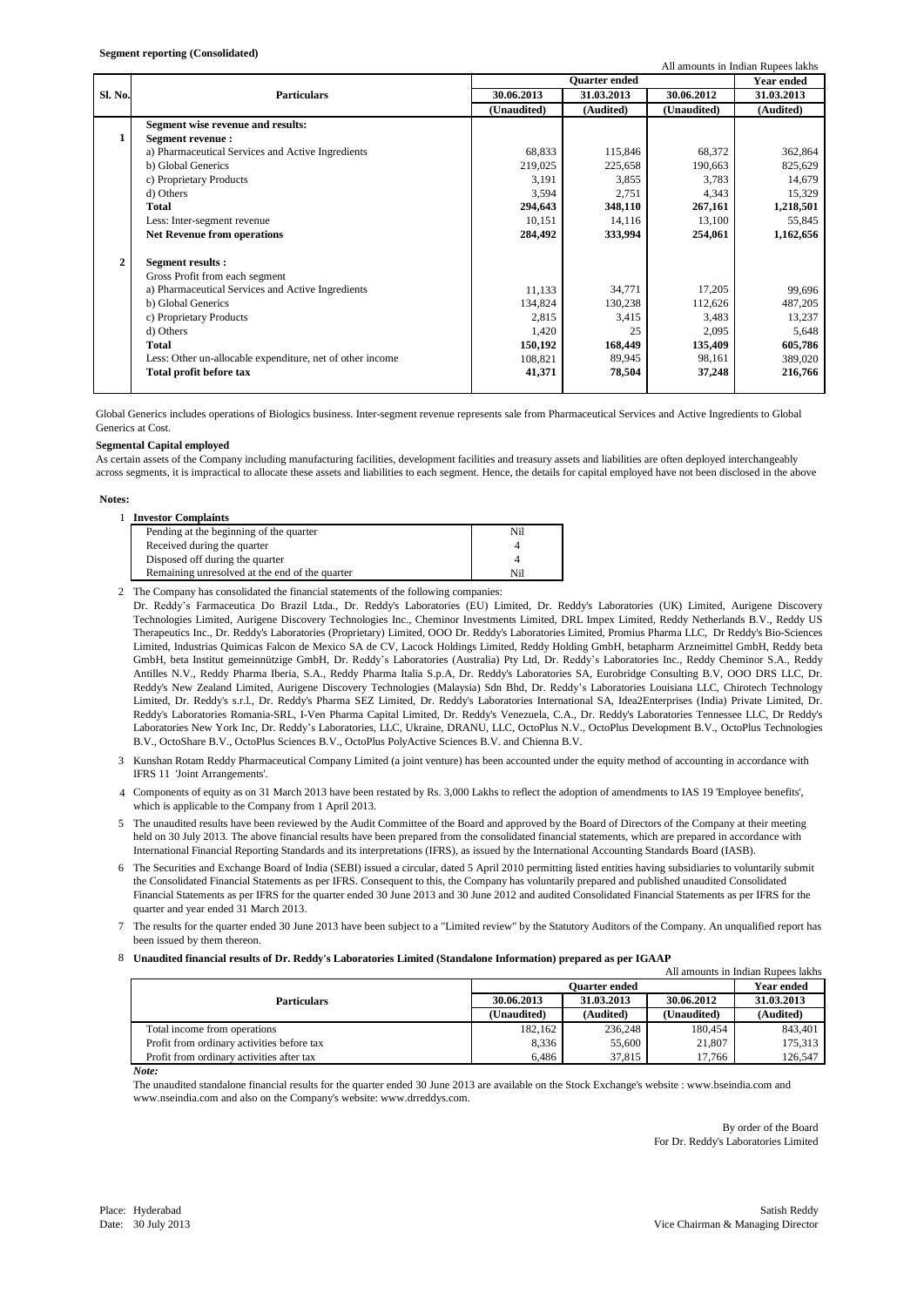**Segment reporting (Consolidated)**

All amounts in Indian Rupees lakhs

| Sl. No. | Particulars | Quarter ended | | | Year ended |
|---|---|---|---|---|---|
| | | 30.06.2013 | 31.03.2013 | 30.06.2012 | 31.03.2013 |
| | | (Unaudited) | (Audited) | (Unaudited) | (Audited) |
| | **Segment wise revenue and results:** | | | | |
| **1** | **Segment revenue :** | | | | |
| | a) Pharmaceutical Services and Active Ingredients | 68,833 | 115,846 | 68,372 | 362,864 |
| | b) Global Generics | 219,025 | 225,658 | 190,663 | 825,629 |
| | c) Proprietary Products | 3,191 | 3,855 | 3,783 | 14,679 |
| | d) Others | 3,594 | 2,751 | 4,343 | 15,329 |
| | **Total** | **294,643** | **348,110** | **267,161** | **1,218,501** |
| | Less: Inter-segment revenue | 10,151 | 14,116 | 13,100 | 55,845 |
| | **Net Revenue from operations** | **284,492** | **333,994** | **254,061** | **1,162,656** |
| **2** | **Segment results :** | | | | |
| | Gross Profit from each segment | | | | |
| | a) Pharmaceutical Services and Active Ingredients | 11,133 | 34,771 | 17,205 | 99,696 |
| | b) Global Generics | 134,824 | 130,238 | 112,626 | 487,205 |
| | c) Proprietary Products | 2,815 | 3,415 | 3,483 | 13,237 |
| | d) Others | 1,420 | 25 | 2,095 | 5,648 |
| | **Total** | **150,192** | **168,449** | **135,409** | **605,786** |
| | Less: Other un-allocable expenditure, net of other income | 108,821 | 89,945 | 98,161 | 389,020 |
| | **Total profit before tax** | **41,371** | **78,504** | **37,248** | **216,766** |

Global Generics includes operations of Biologics business. Inter-segment revenue represents sale from Pharmaceutical Services and Active Ingredients to Global Generics at Cost.

**Segmental Capital employed**

As certain assets of the Company including manufacturing facilities, development facilities and treasury assets and liabilities are often deployed interchangeably across segments, it is impractical to allocate these assets and liabilities to each segment. Hence, the details for capital employed have not been disclosed in the above

**Notes:**

1 **Investor Complaints**

| | |
|---|---|
| Pending at the beginning of the quarter | Nil |
| Received during the quarter | 4 |
| Disposed off during the quarter | 4 |
| Remaining unresolved at the end of the quarter | Nil |

2 The Company has consolidated the financial statements of the following companies:
Dr. Reddy's Farmaceutica Do Brazil Ltda., Dr. Reddy's Laboratories (EU) Limited, Dr. Reddy's Laboratories (UK) Limited, Aurigene Discovery Technologies Limited, Aurigene Discovery Technologies Inc., Cheminor Investments Limited, DRL Impex Limited, Reddy Netherlands B.V., Reddy US Therapeutics Inc., Dr. Reddy's Laboratories (Proprietary) Limited, OOO Dr. Reddy's Laboratories Limited, Promius Pharma LLC, Dr Reddy's Bio-Sciences Limited, Industrias Quimicas Falcon de Mexico SA de CV, Lacock Holdings Limited, Reddy Holding GmbH, betapharm Arzneimittel GmbH, Reddy beta GmbH, beta Institut gemeinnützige GmbH, Dr. Reddy's Laboratories (Australia) Pty Ltd, Dr. Reddy's Laboratories Inc., Reddy Cheminor S.A., Reddy Antilles N.V., Reddy Pharma Iberia, S.A., Reddy Pharma Italia S.p.A, Dr. Reddy's Laboratories SA, Eurobridge Consulting B.V, OOO DRS LLC, Dr. Reddy's New Zealand Limited, Aurigene Discovery Technologies (Malaysia) Sdn Bhd, Dr. Reddy's Laboratories Louisiana LLC, Chirotech Technology Limited, Dr. Reddy's s.r.l., Dr. Reddy's Pharma SEZ Limited, Dr. Reddy's Laboratories International SA, Idea2Enterprises (India) Private Limited, Dr. Reddy's Laboratories Romania-SRL, I-Ven Pharma Capital Limited, Dr. Reddy's Venezuela, C.A., Dr. Reddy's Laboratories Tennessee LLC, Dr Reddy's Laboratories New York Inc, Dr. Reddy's Laboratories, LLC, Ukraine, DRANU, LLC, OctoPlus N.V., OctoPlus Development B.V., OctoPlus Technologies B.V., OctoShare B.V., OctoPlus Sciences B.V., OctoPlus PolyActive Sciences B.V. and Chienna B.V.

3 Kunshan Rotam Reddy Pharmaceutical Company Limited (a joint venture) has been accounted under the equity method of accounting in accordance with IFRS 11 'Joint Arrangements'.

4 Components of equity as on 31 March 2013 have been restated by Rs. 3,000 Lakhs to reflect the adoption of amendments to IAS 19 'Employee benefits', which is applicable to the Company from 1 April 2013.

5 The unaudited results have been reviewed by the Audit Committee of the Board and approved by the Board of Directors of the Company at their meeting held on 30 July 2013. The above financial results have been prepared from the consolidated financial statements, which are prepared in accordance with International Financial Reporting Standards and its interpretations (IFRS), as issued by the International Accounting Standards Board (IASB).

6 The Securities and Exchange Board of India (SEBI) issued a circular, dated 5 April 2010 permitting listed entities having subsidiaries to voluntarily submit the Consolidated Financial Statements as per IFRS. Consequent to this, the Company has voluntarily prepared and published unaudited Consolidated Financial Statements as per IFRS for the quarter ended 30 June 2013 and 30 June 2012 and audited Consolidated Financial Statements as per IFRS for the quarter and year ended 31 March 2013.

7 The results for the quarter ended 30 June 2013 have been subject to a "Limited review" by the Statutory Auditors of the Company. An unqualified report has been issued by them thereon.

8 **Unaudited financial results of Dr. Reddy's Laboratories Limited (Standalone Information) prepared as per IGAAP**

All amounts in Indian Rupees lakhs

| Particulars | Quarter ended | | | Year ended |
|---|---|---|---|---|
| | 30.06.2013 | 31.03.2013 | 30.06.2012 | 31.03.2013 |
| | (Unaudited) | (Audited) | (Unaudited) | (Audited) |
| Total income from operations | 182,162 | 236,248 | 180,454 | 843,401 |
| Profit from ordinary activities before tax | 8,336 | 55,600 | 21,807 | 175,313 |
| Profit from ordinary activities after tax | 6,486 | 37,815 | 17,766 | 126,547 |

*Note:*

The unaudited standalone financial results for the quarter ended 30 June 2013 are available on the Stock Exchange's website : www.bseindia.com and www.nseindia.com and also on the Company's website: www.drreddys.com.

By order of the Board
For Dr. Reddy's Laboratories Limited

Place: Hyderabad
Date: 30 July 2013

Satish Reddy
Vice Chairman & Managing Director